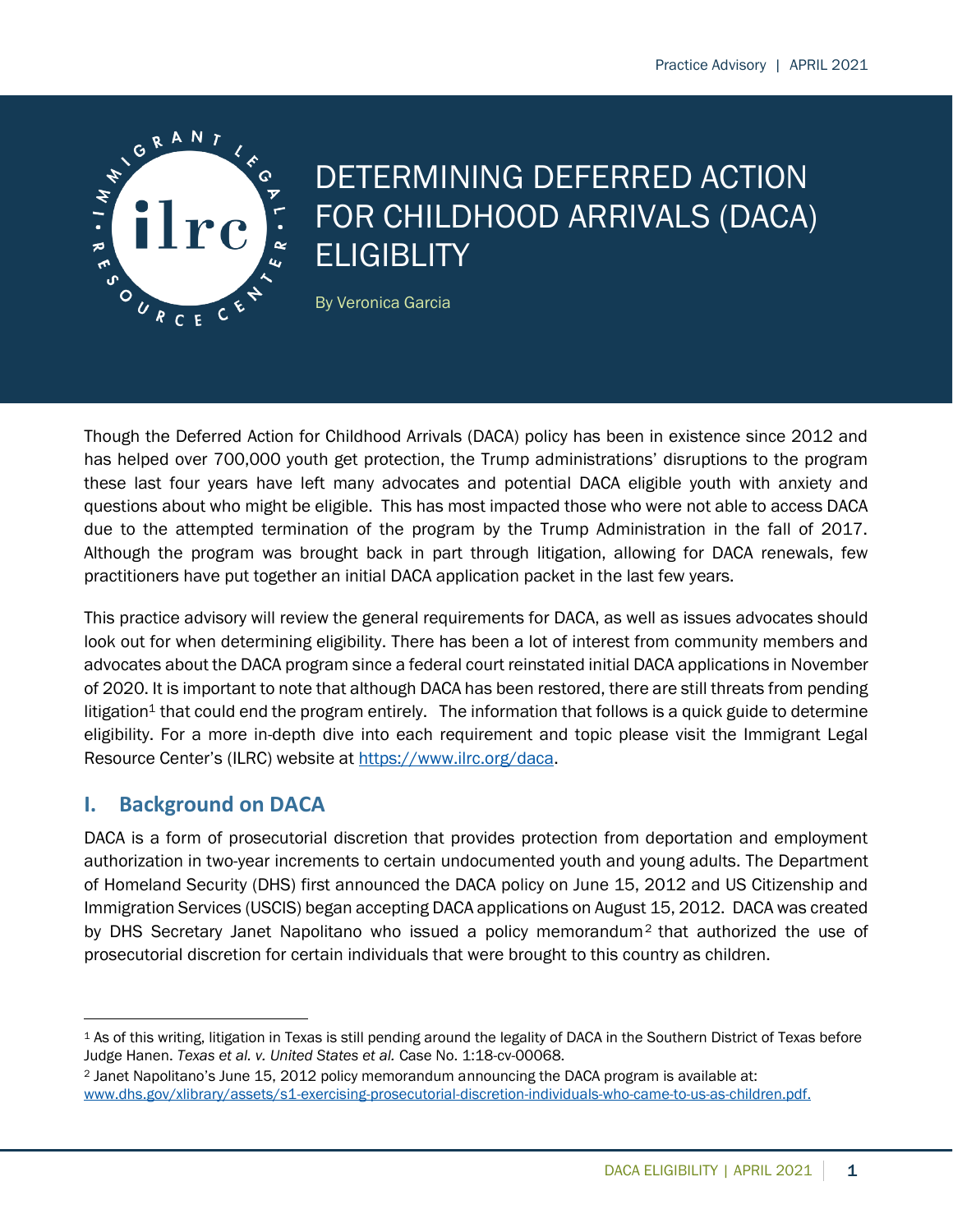# DETERMINING DEFERRED ACTION FOR CHILDHOOD ARRIVALS (DACA) ELIGIBLITY

By Veronica Garcia

Though the Deferred Action for Childhood Arrivals (DACA) policy has been in existence since 2012 and has helped over 700,000 youth get protection, the Trump administrations' disruptions to the program these last four years have left many advocates and potential DACA eligible youth with anxiety and questions about who might be eligible. This has most impacted those who were not able to access DACA due to the attempted termination of the program by the Trump Administration in the fall of 2017. Although the program was brought back in part through litigation, allowing for DACA renewals, few practitioners have put together an initial DACA application packet in the last few years.

This practice advisory will review the general requirements for DACA, as well as issues advocates should look out for when determining eligibility. There has been a lot of interest from community members and advocates about the DACA program since a federal court reinstated initial DACA applications in November of 2020. It is important to note that although DACA has been restored, there are still threats from pending litigation[1] that could end the program entirely. The information that follows is a quick guide to determine eligibility. For a more in-depth dive into each requirement and topic please visit the Immigrant Legal Resource Center's (ILRC) website at https://www.ilrc.org/daca.

## I. Background on DACA

DACA is a form of prosecutorial discretion that provides protection from deportation and employment authorization in two-year increments to certain undocumented youth and young adults. The Department of Homeland Security (DHS) first announced the DACA policy on June 15, 2012 and US Citizenship and Immigration Services (USCIS) began accepting DACA applications on August 15, 2012. DACA was created by DHS Secretary Janet Napolitano who issued a policy memorandum[2] that authorized the use of prosecutorial discretion for certain individuals that were brought to this country as children.

---

[1] As of this writing, litigation in Texas is still pending around the legality of DACA in the Southern District of Texas before Judge Hanen. *Texas et al. v. United States et al.* Case No. 1:18-cv-00068.

[2] Janet Napolitano's June 15, 2012 policy memorandum announcing the DACA program is available at: www.dhs.gov/xlibrary/assets/s1-exercising-prosecutorial-discretion-individuals-who-came-to-us-as-children.pdf.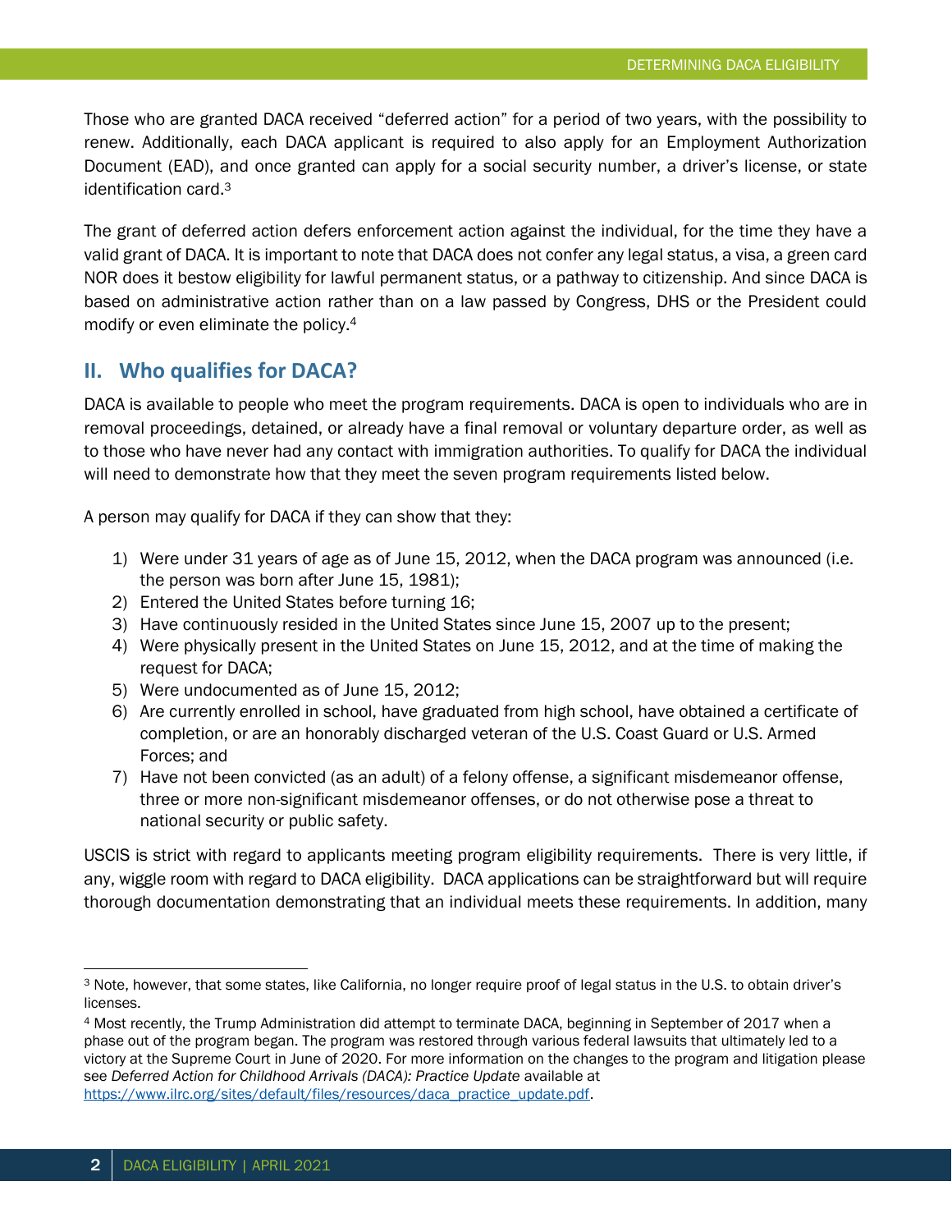Those who are granted DACA received "deferred action" for a period of two years, with the possibility to renew. Additionally, each DACA applicant is required to also apply for an Employment Authorization Document (EAD), and once granted can apply for a social security number, a driver's license, or state identification card.[3]

The grant of deferred action defers enforcement action against the individual, for the time they have a valid grant of DACA. It is important to note that DACA does not confer any legal status, a visa, a green card NOR does it bestow eligibility for lawful permanent status, or a pathway to citizenship. And since DACA is based on administrative action rather than on a law passed by Congress, DHS or the President could modify or even eliminate the policy.[4]

## II. Who qualifies for DACA?

DACA is available to people who meet the program requirements. DACA is open to individuals who are in removal proceedings, detained, or already have a final removal or voluntary departure order, as well as to those who have never had any contact with immigration authorities. To qualify for DACA the individual will need to demonstrate how that they meet the seven program requirements listed below.

A person may qualify for DACA if they can show that they:

1) Were under 31 years of age as of June 15, 2012, when the DACA program was announced (i.e. the person was born after June 15, 1981);
2) Entered the United States before turning 16;
3) Have continuously resided in the United States since June 15, 2007 up to the present;
4) Were physically present in the United States on June 15, 2012, and at the time of making the request for DACA;
5) Were undocumented as of June 15, 2012;
6) Are currently enrolled in school, have graduated from high school, have obtained a certificate of completion, or are an honorably discharged veteran of the U.S. Coast Guard or U.S. Armed Forces; and
7) Have not been convicted (as an adult) of a felony offense, a significant misdemeanor offense, three or more non-significant misdemeanor offenses, or do not otherwise pose a threat to national security or public safety.

USCIS is strict with regard to applicants meeting program eligibility requirements. There is very little, if any, wiggle room with regard to DACA eligibility. DACA applications can be straightforward but will require thorough documentation demonstrating that an individual meets these requirements. In addition, many

---

[3] Note, however, that some states, like California, no longer require proof of legal status in the U.S. to obtain driver's licenses.

[4] Most recently, the Trump Administration did attempt to terminate DACA, beginning in September of 2017 when a phase out of the program began. The program was restored through various federal lawsuits that ultimately led to a victory at the Supreme Court in June of 2020. For more information on the changes to the program and litigation please see *Deferred Action for Childhood Arrivals (DACA): Practice Update* available at [https://www.ilrc.org/sites/default/files/resources/daca_practice_update.pdf](https://www.ilrc.org/sites/default/files/resources/daca_practice_update.pdf).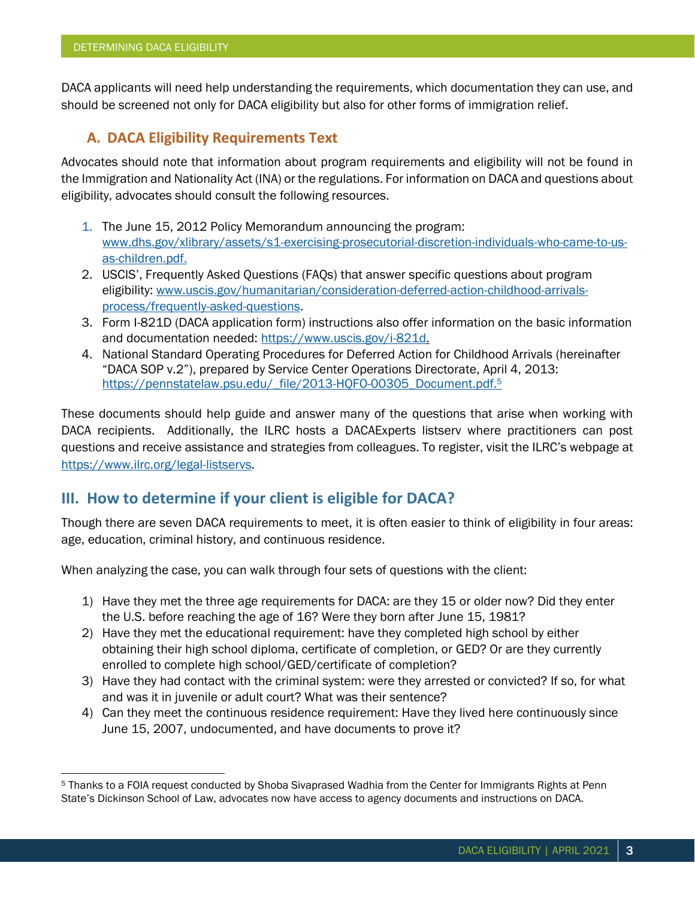DACA applicants will need help understanding the requirements, which documentation they can use, and should be screened not only for DACA eligibility but also for other forms of immigration relief.

### A. DACA Eligibility Requirements Text

Advocates should note that information about program requirements and eligibility will not be found in the Immigration and Nationality Act (INA) or the regulations. For information on DACA and questions about eligibility, advocates should consult the following resources.

1. The June 15, 2012 Policy Memorandum announcing the program: www.dhs.gov/xlibrary/assets/s1-exercising-prosecutorial-discretion-individuals-who-came-to-us-as-children.pdf.
2. USCIS', Frequently Asked Questions (FAQs) that answer specific questions about program eligibility: www.uscis.gov/humanitarian/consideration-deferred-action-childhood-arrivals-process/frequently-asked-questions.
3. Form I-821D (DACA application form) instructions also offer information on the basic information and documentation needed: https://www.uscis.gov/i-821d.
4. National Standard Operating Procedures for Deferred Action for Childhood Arrivals (hereinafter "DACA SOP v.2"), prepared by Service Center Operations Directorate, April 4, 2013: https://pennstatelaw.psu.edu/_file/2013-HQFO-00305_Document.pdf.[5]

These documents should help guide and answer many of the questions that arise when working with DACA recipients. Additionally, the ILRC hosts a DACAExperts listserv where practitioners can post questions and receive assistance and strategies from colleagues. To register, visit the ILRC's webpage at https://www.ilrc.org/legal-listservs.

## III. How to determine if your client is eligible for DACA?

Though there are seven DACA requirements to meet, it is often easier to think of eligibility in four areas: age, education, criminal history, and continuous residence.

When analyzing the case, you can walk through four sets of questions with the client:

1) Have they met the three age requirements for DACA: are they 15 or older now? Did they enter the U.S. before reaching the age of 16? Were they born after June 15, 1981?
2) Have they met the educational requirement: have they completed high school by either obtaining their high school diploma, certificate of completion, or GED? Or are they currently enrolled to complete high school/GED/certificate of completion?
3) Have they had contact with the criminal system: were they arrested or convicted? If so, for what and was it in juvenile or adult court? What was their sentence?
4) Can they meet the continuous residence requirement: Have they lived here continuously since June 15, 2007, undocumented, and have documents to prove it?

[5] Thanks to a FOIA request conducted by Shoba Sivaprased Wadhia from the Center for Immigrants Rights at Penn State's Dickinson School of Law, advocates now have access to agency documents and instructions on DACA.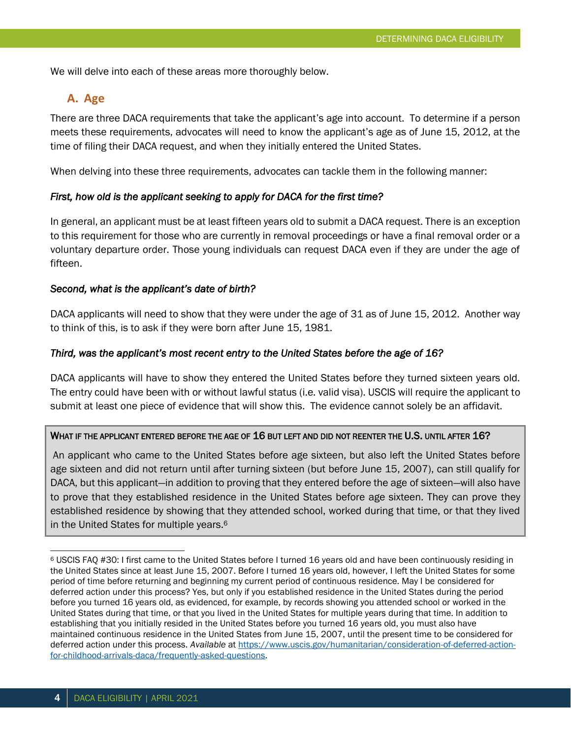We will delve into each of these areas more thoroughly below.

## A. Age

There are three DACA requirements that take the applicant's age into account. To determine if a person meets these requirements, advocates will need to know the applicant's age as of June 15, 2012, at the time of filing their DACA request, and when they initially entered the United States.

When delving into these three requirements, advocates can tackle them in the following manner:

***First, how old is the applicant seeking to apply for DACA for the first time?***

In general, an applicant must be at least fifteen years old to submit a DACA request. There is an exception to this requirement for those who are currently in removal proceedings or have a final removal order or a voluntary departure order. Those young individuals can request DACA even if they are under the age of fifteen.

***Second, what is the applicant's date of birth?***

DACA applicants will need to show that they were under the age of 31 as of June 15, 2012. Another way to think of this, is to ask if they were born after June 15, 1981.

***Third, was the applicant's most recent entry to the United States before the age of 16?***

DACA applicants will have to show they entered the United States before they turned sixteen years old. The entry could have been with or without lawful status (i.e. valid visa). USCIS will require the applicant to submit at least one piece of evidence that will show this. The evidence cannot solely be an affidavit.

> **WHAT IF THE APPLICANT ENTERED BEFORE THE AGE OF 16 BUT LEFT AND DID NOT REENTER THE U.S. UNTIL AFTER 16?**
>
> An applicant who came to the United States before age sixteen, but also left the United States before age sixteen and did not return until after turning sixteen (but before June 15, 2007), can still qualify for DACA, but this applicant—in addition to proving that they entered before the age of sixteen—will also have to prove that they established residence in the United States before age sixteen. They can prove they established residence by showing that they attended school, worked during that time, or that they lived in the United States for multiple years.[6]

---

[6] USCIS FAQ #30: I first came to the United States before I turned 16 years old and have been continuously residing in the United States since at least June 15, 2007. Before I turned 16 years old, however, I left the United States for some period of time before returning and beginning my current period of continuous residence. May I be considered for deferred action under this process? Yes, but only if you established residence in the United States during the period before you turned 16 years old, as evidenced, for example, by records showing you attended school or worked in the United States during that time, or that you lived in the United States for multiple years during that time. In addition to establishing that you initially resided in the United States before you turned 16 years old, you must also have maintained continuous residence in the United States from June 15, 2007, until the present time to be considered for deferred action under this process. *Available* at https://www.uscis.gov/humanitarian/consideration-of-deferred-action-for-childhood-arrivals-daca/frequently-asked-questions.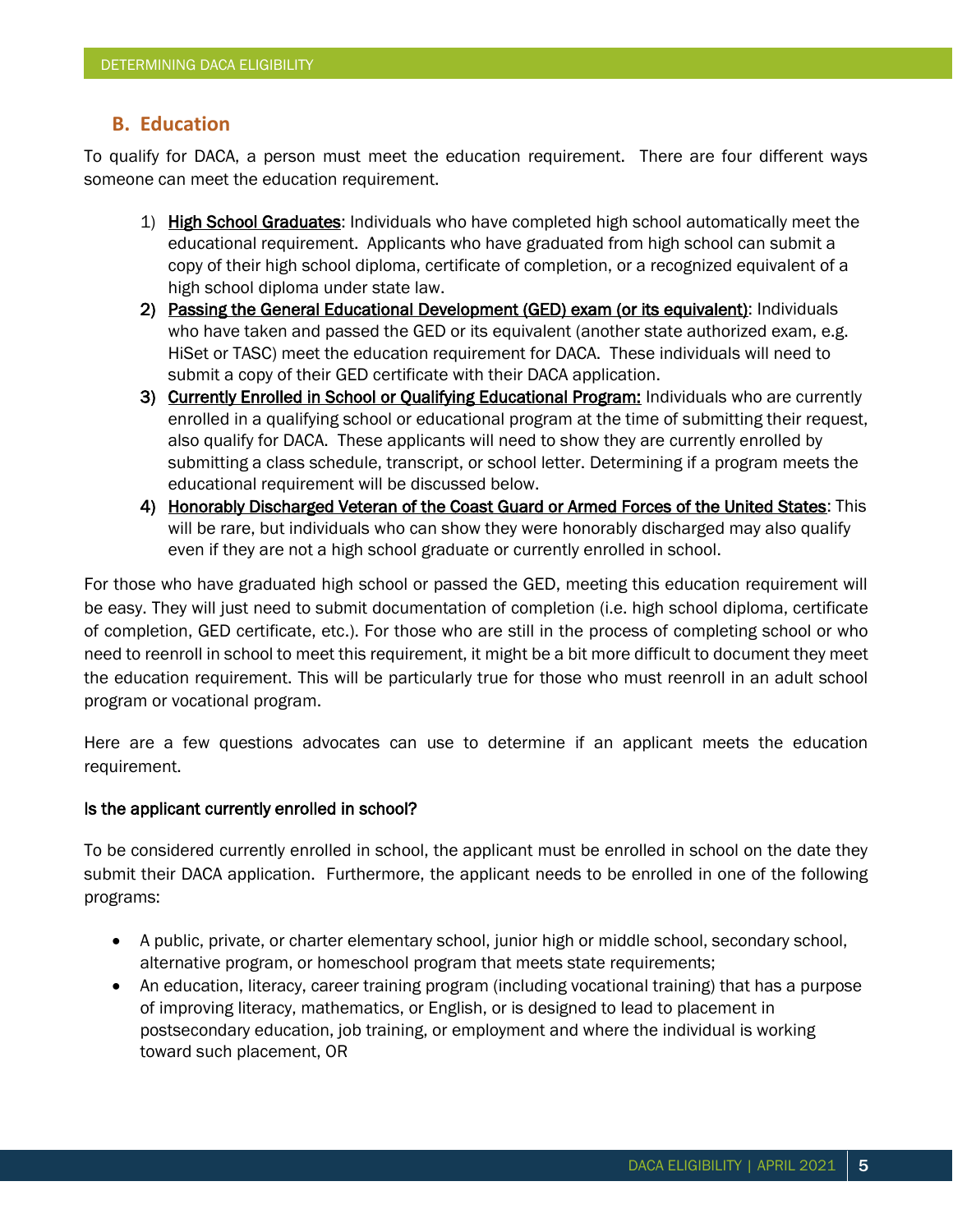## B. Education

To qualify for DACA, a person must meet the education requirement. There are four different ways someone can meet the education requirement.

1) <u>High School Graduates</u>: Individuals who have completed high school automatically meet the educational requirement. Applicants who have graduated from high school can submit a copy of their high school diploma, certificate of completion, or a recognized equivalent of a high school diploma under state law.
2) <u>Passing the General Educational Development (GED) exam (or its equivalent)</u>: Individuals who have taken and passed the GED or its equivalent (another state authorized exam, e.g. HiSet or TASC) meet the education requirement for DACA. These individuals will need to submit a copy of their GED certificate with their DACA application.
3) <u>Currently Enrolled in School or Qualifying Educational Program:</u> Individuals who are currently enrolled in a qualifying school or educational program at the time of submitting their request, also qualify for DACA. These applicants will need to show they are currently enrolled by submitting a class schedule, transcript, or school letter. Determining if a program meets the educational requirement will be discussed below.
4) <u>Honorably Discharged Veteran of the Coast Guard or Armed Forces of the United States</u>: This will be rare, but individuals who can show they were honorably discharged may also qualify even if they are not a high school graduate or currently enrolled in school.

For those who have graduated high school or passed the GED, meeting this education requirement will be easy. They will just need to submit documentation of completion (i.e. high school diploma, certificate of completion, GED certificate, etc.). For those who are still in the process of completing school or who need to reenroll in school to meet this requirement, it might be a bit more difficult to document they meet the education requirement. This will be particularly true for those who must reenroll in an adult school program or vocational program.

Here are a few questions advocates can use to determine if an applicant meets the education requirement.

**Is the applicant currently enrolled in school?**

To be considered currently enrolled in school, the applicant must be enrolled in school on the date they submit their DACA application. Furthermore, the applicant needs to be enrolled in one of the following programs:

- A public, private, or charter elementary school, junior high or middle school, secondary school, alternative program, or homeschool program that meets state requirements;
- An education, literacy, career training program (including vocational training) that has a purpose of improving literacy, mathematics, or English, or is designed to lead to placement in postsecondary education, job training, or employment and where the individual is working toward such placement, OR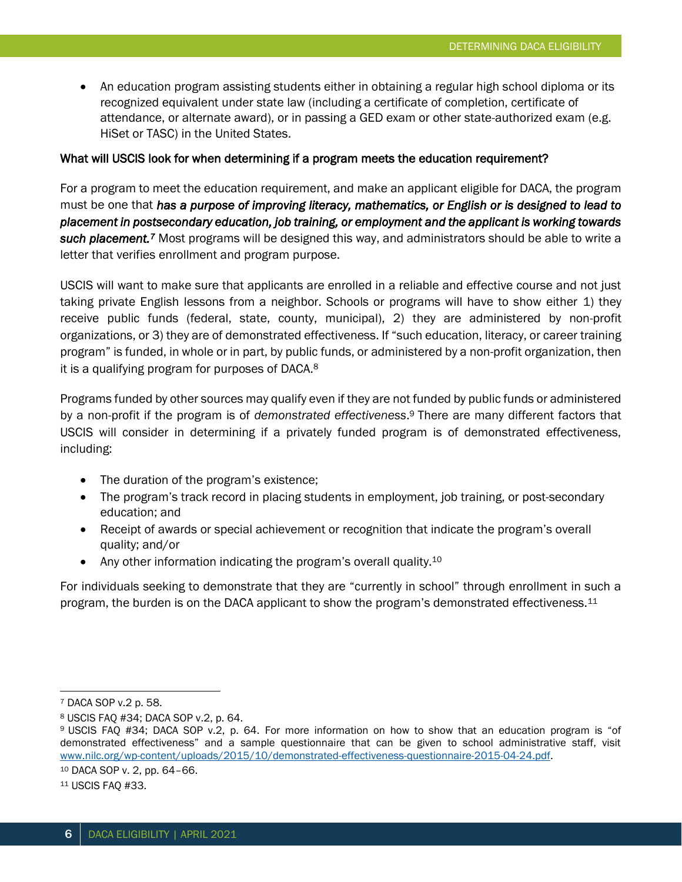- An education program assisting students either in obtaining a regular high school diploma or its recognized equivalent under state law (including a certificate of completion, certificate of attendance, or alternate award), or in passing a GED exam or other state-authorized exam (e.g. HiSet or TASC) in the United States.

### What will USCIS look for when determining if a program meets the education requirement?

For a program to meet the education requirement, and make an applicant eligible for DACA, the program must be one that ***has a purpose of improving literacy, mathematics, or English or is designed to lead to placement in postsecondary education, job training, or employment and the applicant is working towards such placement.***[7] Most programs will be designed this way, and administrators should be able to write a letter that verifies enrollment and program purpose.

USCIS will want to make sure that applicants are enrolled in a reliable and effective course and not just taking private English lessons from a neighbor. Schools or programs will have to show either 1) they receive public funds (federal, state, county, municipal), 2) they are administered by non-profit organizations, or 3) they are of demonstrated effectiveness. If "such education, literacy, or career training program" is funded, in whole or in part, by public funds, or administered by a non-profit organization, then it is a qualifying program for purposes of DACA.[8]

Programs funded by other sources may qualify even if they are not funded by public funds or administered by a non-profit if the program is of *demonstrated effectiveness*.[9] There are many different factors that USCIS will consider in determining if a privately funded program is of demonstrated effectiveness, including:

- The duration of the program's existence;
- The program's track record in placing students in employment, job training, or post-secondary education; and
- Receipt of awards or special achievement or recognition that indicate the program's overall quality; and/or
- Any other information indicating the program's overall quality.[10]

For individuals seeking to demonstrate that they are "currently in school" through enrollment in such a program, the burden is on the DACA applicant to show the program's demonstrated effectiveness.[11]

---

[7] DACA SOP v.2 p. 58.

[8] USCIS FAQ #34; DACA SOP v.2, p. 64.

[9] USCIS FAQ #34; DACA SOP v.2, p. 64. For more information on how to show that an education program is "of demonstrated effectiveness" and a sample questionnaire that can be given to school administrative staff, visit [www.nilc.org/wp-content/uploads/2015/10/demonstrated-effectiveness-questionnaire-2015-04-24.pdf](www.nilc.org/wp-content/uploads/2015/10/demonstrated-effectiveness-questionnaire-2015-04-24.pdf).

[10] DACA SOP v. 2, pp. 64–66.

[11] USCIS FAQ #33.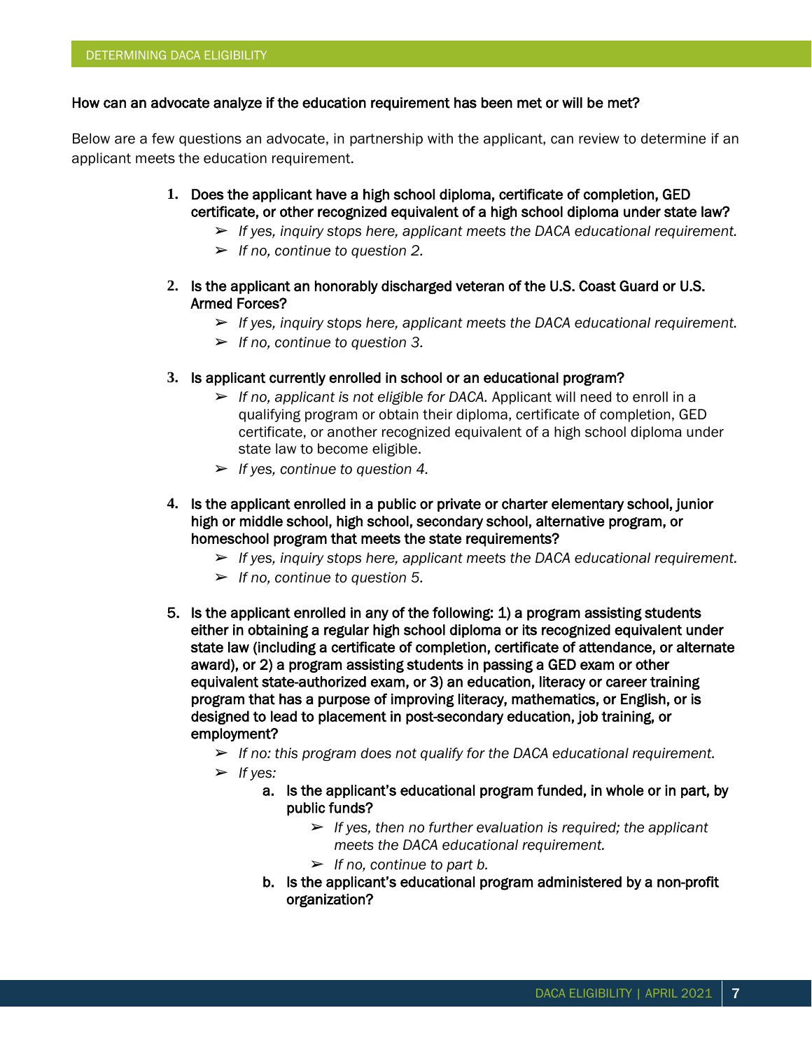**How can an advocate analyze if the education requirement has been met or will be met?**

Below are a few questions an advocate, in partnership with the applicant, can review to determine if an applicant meets the education requirement.

1. **Does the applicant have a high school diploma, certificate of completion, GED certificate, or other recognized equivalent of a high school diploma under state law?**
   - ➢ *If yes, inquiry stops here, applicant meets the DACA educational requirement.*
   - ➢ *If no, continue to question 2.*

2. **Is the applicant an honorably discharged veteran of the U.S. Coast Guard or U.S. Armed Forces?**
   - ➢ *If yes, inquiry stops here, applicant meets the DACA educational requirement.*
   - ➢ *If no, continue to question 3.*

3. **Is applicant currently enrolled in school or an educational program?**
   - ➢ *If no, applicant is not eligible for DACA.* Applicant will need to enroll in a qualifying program or obtain their diploma, certificate of completion, GED certificate, or another recognized equivalent of a high school diploma under state law to become eligible.
   - ➢ *If yes, continue to question 4.*

4. **Is the applicant enrolled in a public or private or charter elementary school, junior high or middle school, high school, secondary school, alternative program, or homeschool program that meets the state requirements?**
   - ➢ *If yes, inquiry stops here, applicant meets the DACA educational requirement.*
   - ➢ *If no, continue to question 5.*

5. **Is the applicant enrolled in any of the following: 1) a program assisting students either in obtaining a regular high school diploma or its recognized equivalent under state law (including a certificate of completion, certificate of attendance, or alternate award), or 2) a program assisting students in passing a GED exam or other equivalent state-authorized exam, or 3) an education, literacy or career training program that has a purpose of improving literacy, mathematics, or English, or is designed to lead to placement in post-secondary education, job training, or employment?**
   - ➢ *If no: this program does not qualify for the DACA educational requirement.*
   - ➢ *If yes:*
     - a. **Is the applicant's educational program funded, in whole or in part, by public funds?**
       - ➢ *If yes, then no further evaluation is required; the applicant meets the DACA educational requirement.*
       - ➢ *If no, continue to part b.*
     - b. **Is the applicant's educational program administered by a non-profit organization?**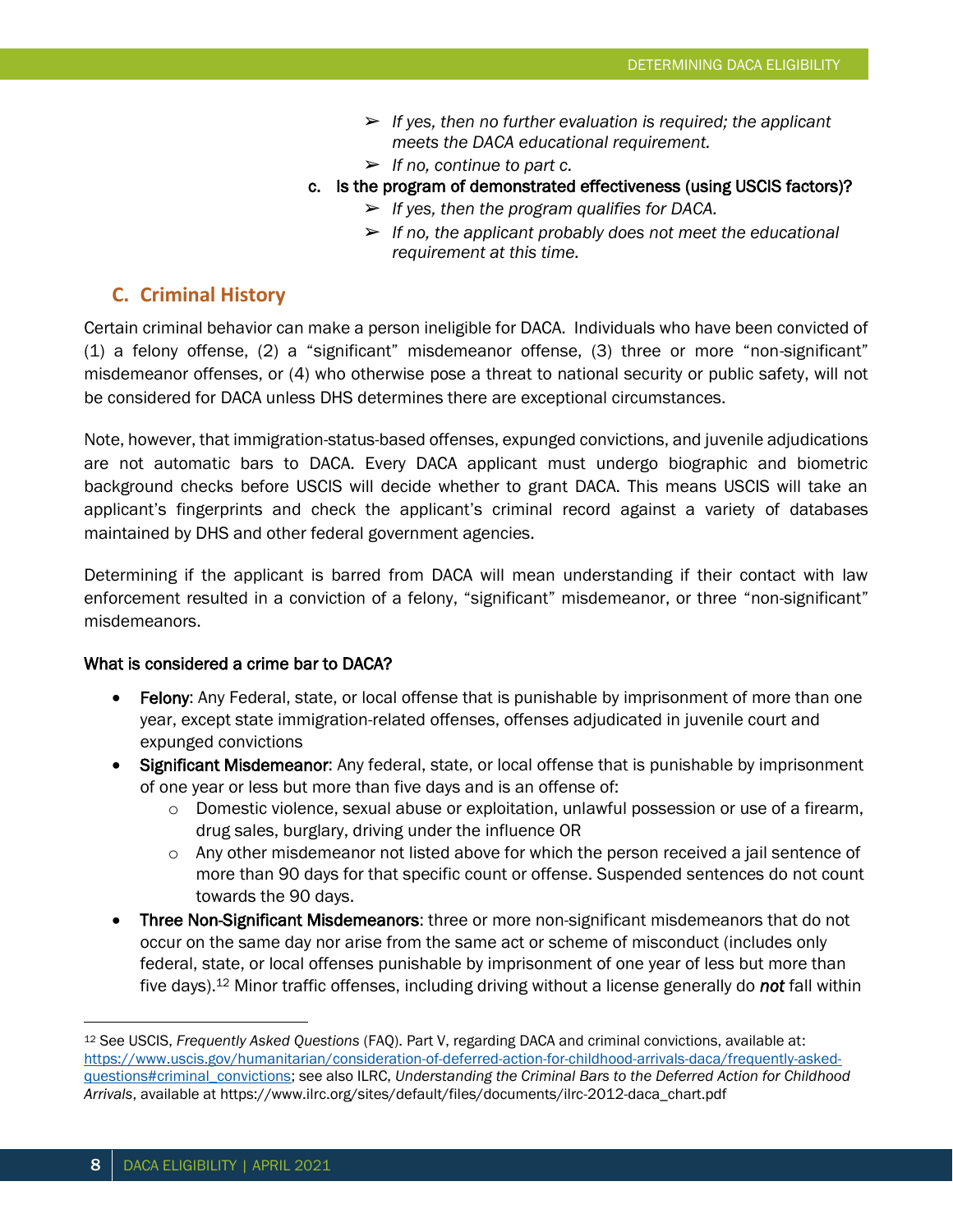- ➢ *If yes, then no further evaluation is required; the applicant meets the DACA educational requirement.*
- ➢ *If no, continue to part c.*

c. Is the program of demonstrated effectiveness (using USCIS factors)?

- ➢ *If yes, then the program qualifies for DACA.*
- ➢ *If no, the applicant probably does not meet the educational requirement at this time.*

## C. Criminal History

Certain criminal behavior can make a person ineligible for DACA. Individuals who have been convicted of (1) a felony offense, (2) a "significant" misdemeanor offense, (3) three or more "non-significant" misdemeanor offenses, or (4) who otherwise pose a threat to national security or public safety, will not be considered for DACA unless DHS determines there are exceptional circumstances.

Note, however, that immigration-status-based offenses, expunged convictions, and juvenile adjudications are not automatic bars to DACA. Every DACA applicant must undergo biographic and biometric background checks before USCIS will decide whether to grant DACA. This means USCIS will take an applicant's fingerprints and check the applicant's criminal record against a variety of databases maintained by DHS and other federal government agencies.

Determining if the applicant is barred from DACA will mean understanding if their contact with law enforcement resulted in a conviction of a felony, "significant" misdemeanor, or three "non-significant" misdemeanors.

**What is considered a crime bar to DACA?**

- **Felony**: Any Federal, state, or local offense that is punishable by imprisonment of more than one year, except state immigration-related offenses, offenses adjudicated in juvenile court and expunged convictions
- **Significant Misdemeanor**: Any federal, state, or local offense that is punishable by imprisonment of one year or less but more than five days and is an offense of:
  - Domestic violence, sexual abuse or exploitation, unlawful possession or use of a firearm, drug sales, burglary, driving under the influence OR
  - Any other misdemeanor not listed above for which the person received a jail sentence of more than 90 days for that specific count or offense. Suspended sentences do not count towards the 90 days.
- **Three Non-Significant Misdemeanors**: three or more non-significant misdemeanors that do not occur on the same day nor arise from the same act or scheme of misconduct (includes only federal, state, or local offenses punishable by imprisonment of one year of less but more than five days).[12] Minor traffic offenses, including driving without a license generally do ***not*** fall within

---

[12] See USCIS, *Frequently Asked Questions* (FAQ). Part V, regarding DACA and criminal convictions, available at: https://www.uscis.gov/humanitarian/consideration-of-deferred-action-for-childhood-arrivals-daca/frequently-asked-questions#criminal_convictions; see also ILRC, *Understanding the Criminal Bars to the Deferred Action for Childhood Arrivals*, available at https://www.ilrc.org/sites/default/files/documents/ilrc-2012-daca_chart.pdf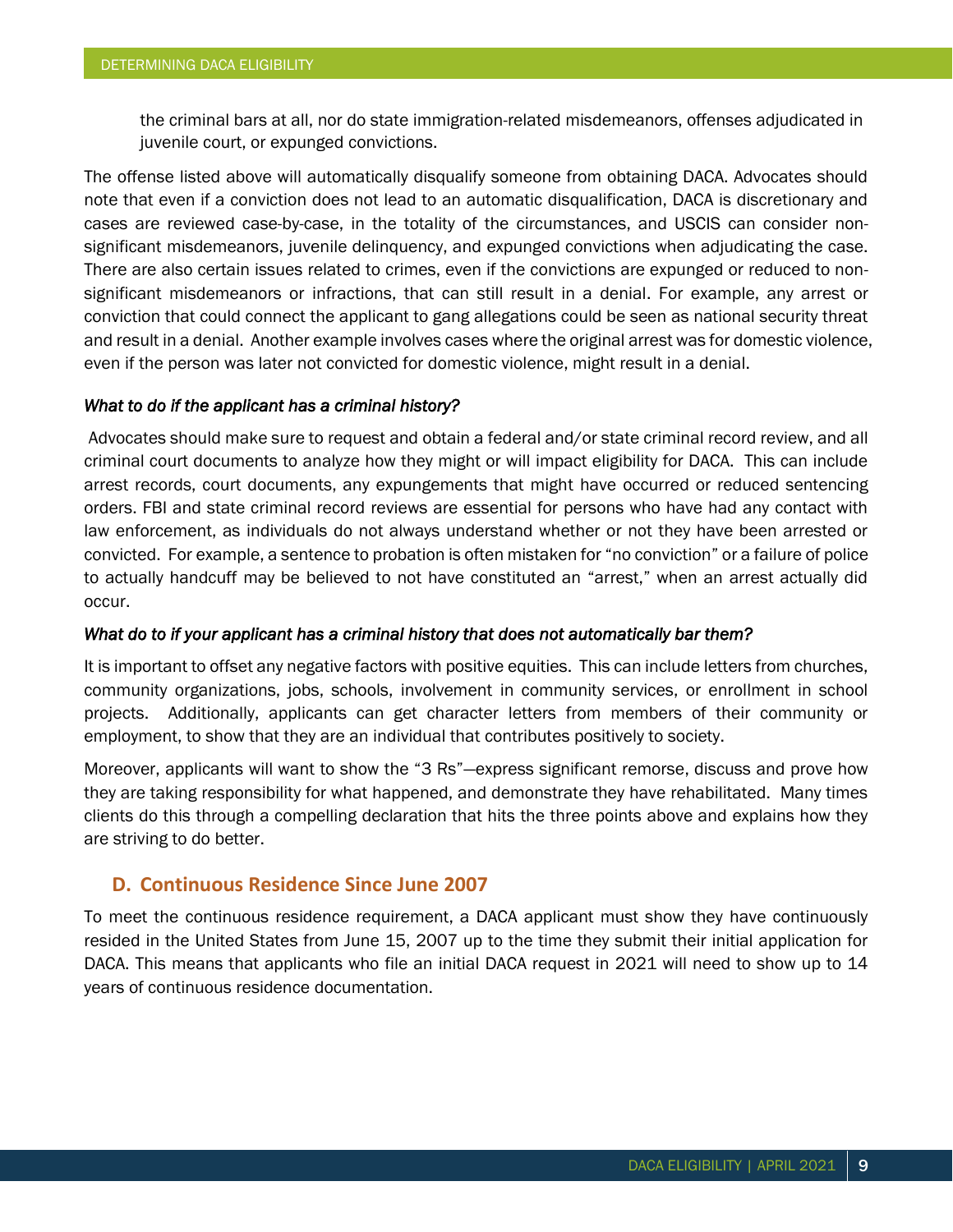the criminal bars at all, nor do state immigration-related misdemeanors, offenses adjudicated in juvenile court, or expunged convictions.

The offense listed above will automatically disqualify someone from obtaining DACA. Advocates should note that even if a conviction does not lead to an automatic disqualification, DACA is discretionary and cases are reviewed case-by-case, in the totality of the circumstances, and USCIS can consider non-significant misdemeanors, juvenile delinquency, and expunged convictions when adjudicating the case. There are also certain issues related to crimes, even if the convictions are expunged or reduced to non-significant misdemeanors or infractions, that can still result in a denial. For example, any arrest or conviction that could connect the applicant to gang allegations could be seen as national security threat and result in a denial. Another example involves cases where the original arrest was for domestic violence, even if the person was later not convicted for domestic violence, might result in a denial.

*What to do if the applicant has a criminal history?*

Advocates should make sure to request and obtain a federal and/or state criminal record review, and all criminal court documents to analyze how they might or will impact eligibility for DACA. This can include arrest records, court documents, any expungements that might have occurred or reduced sentencing orders. FBI and state criminal record reviews are essential for persons who have had any contact with law enforcement, as individuals do not always understand whether or not they have been arrested or convicted. For example, a sentence to probation is often mistaken for "no conviction" or a failure of police to actually handcuff may be believed to not have constituted an "arrest," when an arrest actually did occur.

*What do to if your applicant has a criminal history that does not automatically bar them?*

It is important to offset any negative factors with positive equities. This can include letters from churches, community organizations, jobs, schools, involvement in community services, or enrollment in school projects. Additionally, applicants can get character letters from members of their community or employment, to show that they are an individual that contributes positively to society.

Moreover, applicants will want to show the "3 Rs"—express significant remorse, discuss and prove how they are taking responsibility for what happened, and demonstrate they have rehabilitated. Many times clients do this through a compelling declaration that hits the three points above and explains how they are striving to do better.

## D. Continuous Residence Since June 2007

To meet the continuous residence requirement, a DACA applicant must show they have continuously resided in the United States from June 15, 2007 up to the time they submit their initial application for DACA. This means that applicants who file an initial DACA request in 2021 will need to show up to 14 years of continuous residence documentation.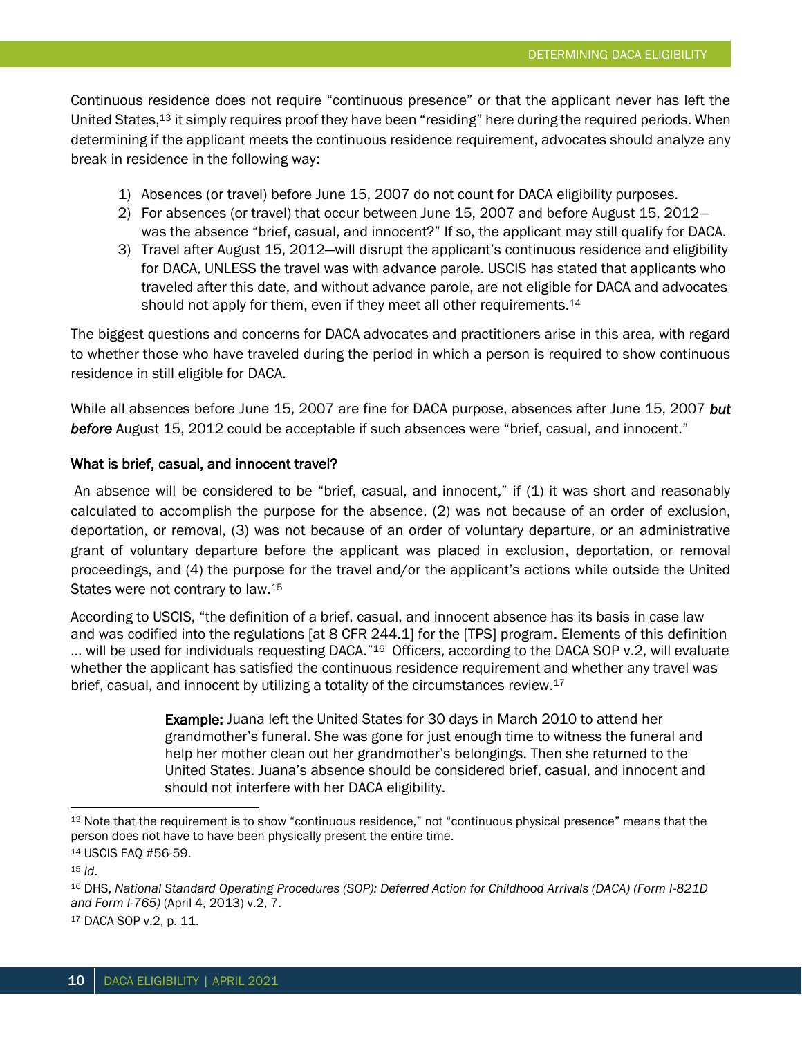Continuous residence does not require "continuous presence" or that the applicant never has left the United States,[13] it simply requires proof they have been "residing" here during the required periods. When determining if the applicant meets the continuous residence requirement, advocates should analyze any break in residence in the following way:

1) Absences (or travel) before June 15, 2007 do not count for DACA eligibility purposes.
2) For absences (or travel) that occur between June 15, 2007 and before August 15, 2012—was the absence "brief, casual, and innocent?" If so, the applicant may still qualify for DACA.
3) Travel after August 15, 2012—will disrupt the applicant's continuous residence and eligibility for DACA, UNLESS the travel was with advance parole. USCIS has stated that applicants who traveled after this date, and without advance parole, are not eligible for DACA and advocates should not apply for them, even if they meet all other requirements.[14]

The biggest questions and concerns for DACA advocates and practitioners arise in this area, with regard to whether those who have traveled during the period in which a person is required to show continuous residence in still eligible for DACA.

While all absences before June 15, 2007 are fine for DACA purpose, absences after June 15, 2007 ***but before*** August 15, 2012 could be acceptable if such absences were "brief, casual, and innocent."

### What is brief, casual, and innocent travel?

An absence will be considered to be "brief, casual, and innocent," if (1) it was short and reasonably calculated to accomplish the purpose for the absence, (2) was not because of an order of exclusion, deportation, or removal, (3) was not because of an order of voluntary departure, or an administrative grant of voluntary departure before the applicant was placed in exclusion, deportation, or removal proceedings, and (4) the purpose for the travel and/or the applicant's actions while outside the United States were not contrary to law.[15]

According to USCIS, "the definition of a brief, casual, and innocent absence has its basis in case law and was codified into the regulations [at 8 CFR 244.1] for the [TPS] program. Elements of this definition … will be used for individuals requesting DACA."[16] Officers, according to the DACA SOP v.2, will evaluate whether the applicant has satisfied the continuous residence requirement and whether any travel was brief, casual, and innocent by utilizing a totality of the circumstances review.[17]

> **Example:** Juana left the United States for 30 days in March 2010 to attend her grandmother's funeral. She was gone for just enough time to witness the funeral and help her mother clean out her grandmother's belongings. Then she returned to the United States. Juana's absence should be considered brief, casual, and innocent and should not interfere with her DACA eligibility.

---

[13] Note that the requirement is to show "continuous residence," not "continuous physical presence" means that the person does not have to have been physically present the entire time.

[14] USCIS FAQ #56-59.

[15] *Id*.

[16] DHS, *National Standard Operating Procedures (SOP): Deferred Action for Childhood Arrivals (DACA) (Form I-821D and Form I-765)* (April 4, 2013) v.2, 7.

[17] DACA SOP v.2, p. 11.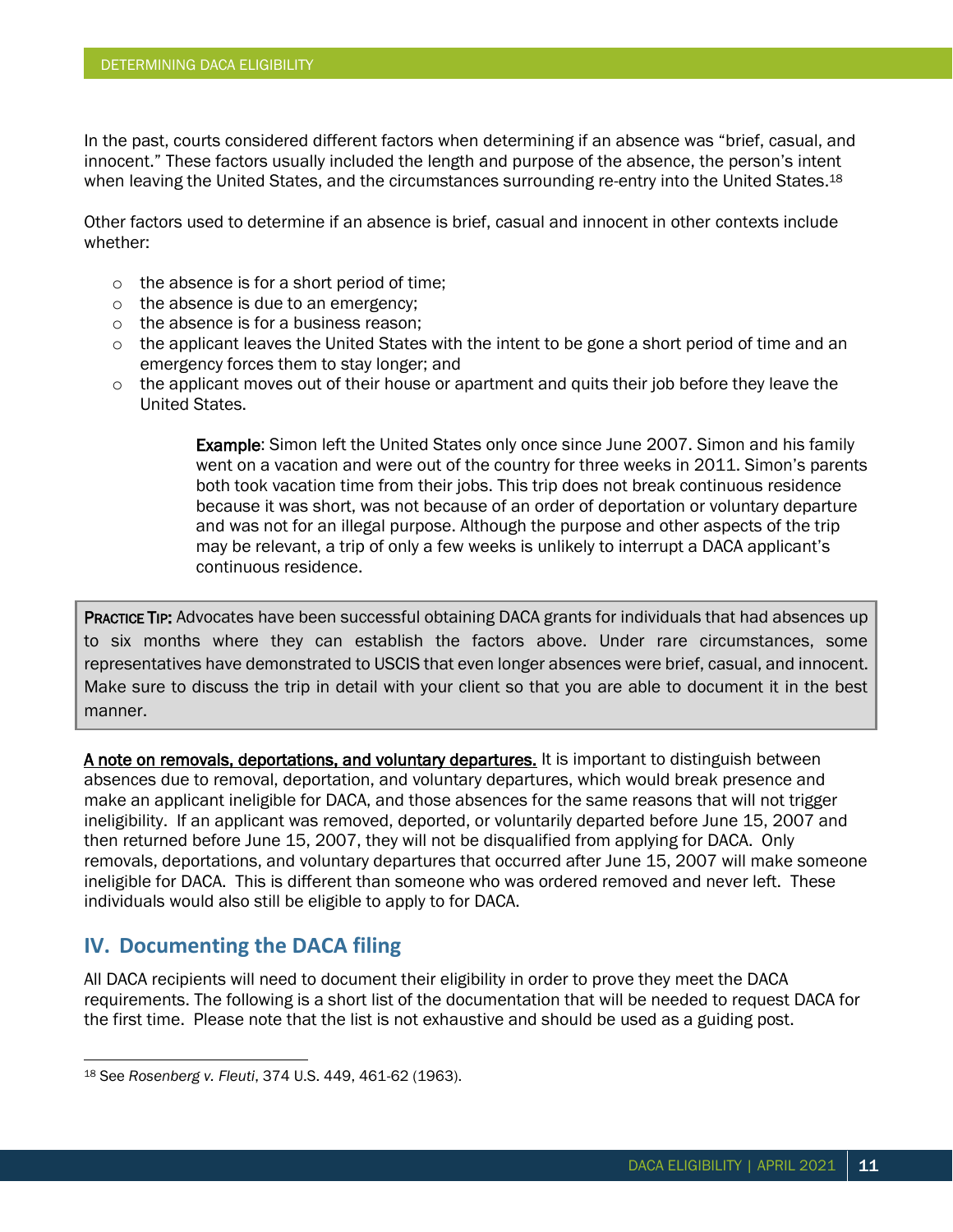In the past, courts considered different factors when determining if an absence was "brief, casual, and innocent." These factors usually included the length and purpose of the absence, the person's intent when leaving the United States, and the circumstances surrounding re-entry into the United States.[18]

Other factors used to determine if an absence is brief, casual and innocent in other contexts include whether:

- the absence is for a short period of time;
- the absence is due to an emergency;
- the absence is for a business reason;
- the applicant leaves the United States with the intent to be gone a short period of time and an emergency forces them to stay longer; and
- the applicant moves out of their house or apartment and quits their job before they leave the United States.

> **Example**: Simon left the United States only once since June 2007. Simon and his family went on a vacation and were out of the country for three weeks in 2011. Simon's parents both took vacation time from their jobs. This trip does not break continuous residence because it was short, was not because of an order of deportation or voluntary departure and was not for an illegal purpose. Although the purpose and other aspects of the trip may be relevant, a trip of only a few weeks is unlikely to interrupt a DACA applicant's continuous residence.

> **PRACTICE TIP:** Advocates have been successful obtaining DACA grants for individuals that had absences up to six months where they can establish the factors above. Under rare circumstances, some representatives have demonstrated to USCIS that even longer absences were brief, casual, and innocent. Make sure to discuss the trip in detail with your client so that you are able to document it in the best manner.

<u>A note on removals, deportations, and voluntary departures.</u> It is important to distinguish between absences due to removal, deportation, and voluntary departures, which would break presence and make an applicant ineligible for DACA, and those absences for the same reasons that will not trigger ineligibility. If an applicant was removed, deported, or voluntarily departed before June 15, 2007 and then returned before June 15, 2007, they will not be disqualified from applying for DACA. Only removals, deportations, and voluntary departures that occurred after June 15, 2007 will make someone ineligible for DACA. This is different than someone who was ordered removed and never left. These individuals would also still be eligible to apply to for DACA.

## IV. Documenting the DACA filing

All DACA recipients will need to document their eligibility in order to prove they meet the DACA requirements. The following is a short list of the documentation that will be needed to request DACA for the first time. Please note that the list is not exhaustive and should be used as a guiding post.

---

[18] See *Rosenberg v. Fleuti*, 374 U.S. 449, 461-62 (1963).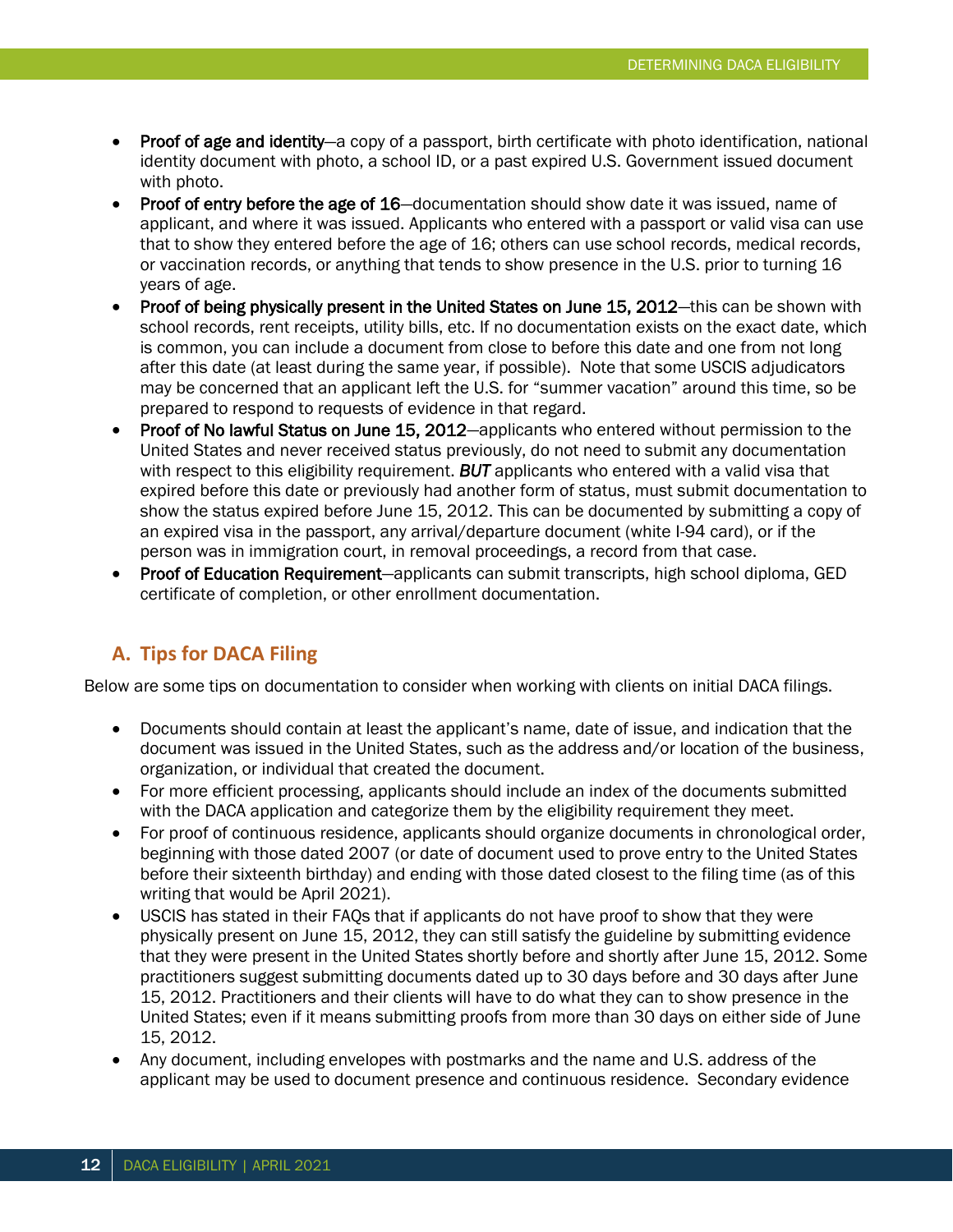- **Proof of age and identity**—a copy of a passport, birth certificate with photo identification, national identity document with photo, a school ID, or a past expired U.S. Government issued document with photo.
- **Proof of entry before the age of 16**—documentation should show date it was issued, name of applicant, and where it was issued. Applicants who entered with a passport or valid visa can use that to show they entered before the age of 16; others can use school records, medical records, or vaccination records, or anything that tends to show presence in the U.S. prior to turning 16 years of age.
- **Proof of being physically present in the United States on June 15, 2012**—this can be shown with school records, rent receipts, utility bills, etc. If no documentation exists on the exact date, which is common, you can include a document from close to before this date and one from not long after this date (at least during the same year, if possible). Note that some USCIS adjudicators may be concerned that an applicant left the U.S. for "summer vacation" around this time, so be prepared to respond to requests of evidence in that regard.
- **Proof of No lawful Status on June 15, 2012**—applicants who entered without permission to the United States and never received status previously, do not need to submit any documentation with respect to this eligibility requirement. ***BUT*** applicants who entered with a valid visa that expired before this date or previously had another form of status, must submit documentation to show the status expired before June 15, 2012. This can be documented by submitting a copy of an expired visa in the passport, any arrival/departure document (white I-94 card), or if the person was in immigration court, in removal proceedings, a record from that case.
- **Proof of Education Requirement**—applicants can submit transcripts, high school diploma, GED certificate of completion, or other enrollment documentation.

## A. Tips for DACA Filing

Below are some tips on documentation to consider when working with clients on initial DACA filings.

- Documents should contain at least the applicant's name, date of issue, and indication that the document was issued in the United States, such as the address and/or location of the business, organization, or individual that created the document.
- For more efficient processing, applicants should include an index of the documents submitted with the DACA application and categorize them by the eligibility requirement they meet.
- For proof of continuous residence, applicants should organize documents in chronological order, beginning with those dated 2007 (or date of document used to prove entry to the United States before their sixteenth birthday) and ending with those dated closest to the filing time (as of this writing that would be April 2021).
- USCIS has stated in their FAQs that if applicants do not have proof to show that they were physically present on June 15, 2012, they can still satisfy the guideline by submitting evidence that they were present in the United States shortly before and shortly after June 15, 2012. Some practitioners suggest submitting documents dated up to 30 days before and 30 days after June 15, 2012. Practitioners and their clients will have to do what they can to show presence in the United States; even if it means submitting proofs from more than 30 days on either side of June 15, 2012.
- Any document, including envelopes with postmarks and the name and U.S. address of the applicant may be used to document presence and continuous residence. Secondary evidence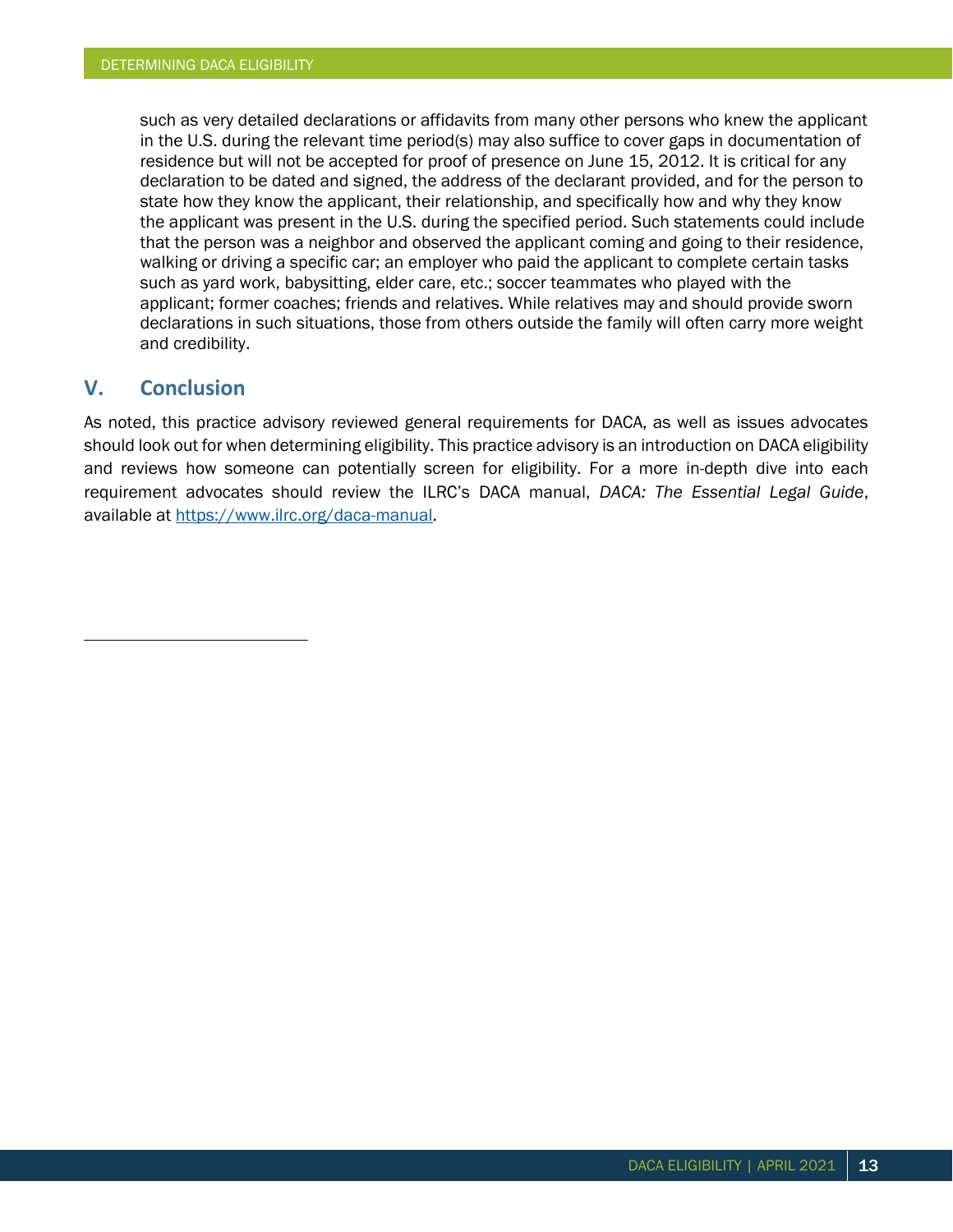such as very detailed declarations or affidavits from many other persons who knew the applicant in the U.S. during the relevant time period(s) may also suffice to cover gaps in documentation of residence but will not be accepted for proof of presence on June 15, 2012. It is critical for any declaration to be dated and signed, the address of the declarant provided, and for the person to state how they know the applicant, their relationship, and specifically how and why they know the applicant was present in the U.S. during the specified period. Such statements could include that the person was a neighbor and observed the applicant coming and going to their residence, walking or driving a specific car; an employer who paid the applicant to complete certain tasks such as yard work, babysitting, elder care, etc.; soccer teammates who played with the applicant; former coaches; friends and relatives. While relatives may and should provide sworn declarations in such situations, those from others outside the family will often carry more weight and credibility.

## V. Conclusion

As noted, this practice advisory reviewed general requirements for DACA, as well as issues advocates should look out for when determining eligibility. This practice advisory is an introduction on DACA eligibility and reviews how someone can potentially screen for eligibility. For a more in-depth dive into each requirement advocates should review the ILRC's DACA manual, *DACA: The Essential Legal Guide*, available at https://www.ilrc.org/daca-manual.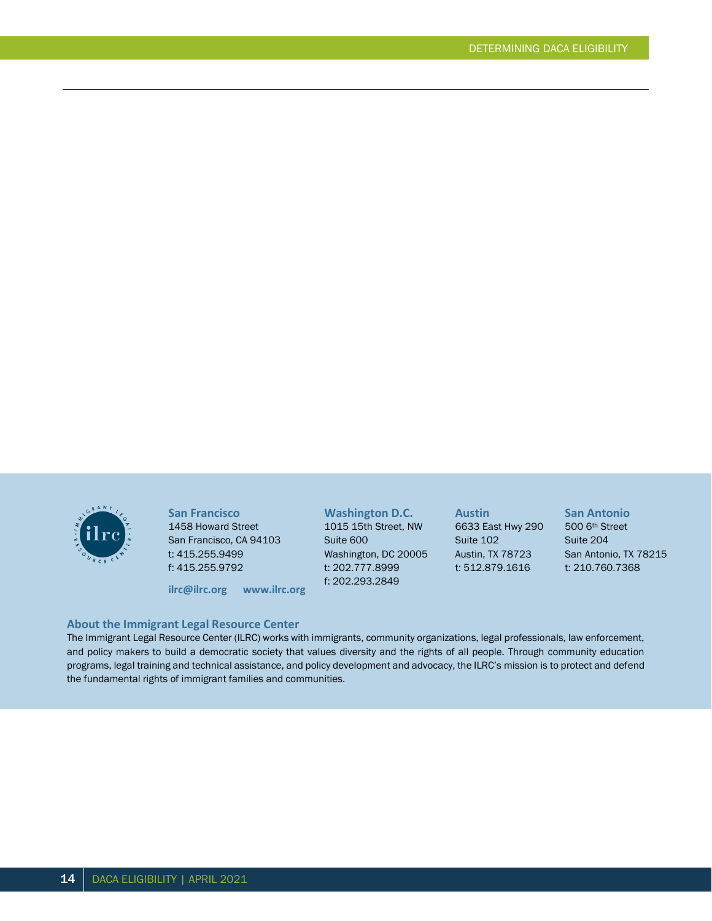**San Francisco**
1458 Howard Street
San Francisco, CA 94103
t: 415.255.9499
f: 415.255.9792

ilrc@ilrc.org www.ilrc.org

**Washington D.C.**
1015 15th Street, NW
Suite 600
Washington, DC 20005
t: 202.777.8999
f: 202.293.2849

**Austin**
6633 East Hwy 290
Suite 102
Austin, TX 78723
t: 512.879.1616

**San Antonio**
500 6th Street
Suite 204
San Antonio, TX 78215
t: 210.760.7368

**About the Immigrant Legal Resource Center**

The Immigrant Legal Resource Center (ILRC) works with immigrants, community organizations, legal professionals, law enforcement, and policy makers to build a democratic society that values diversity and the rights of all people. Through community education programs, legal training and technical assistance, and policy development and advocacy, the ILRC's mission is to protect and defend the fundamental rights of immigrant families and communities.